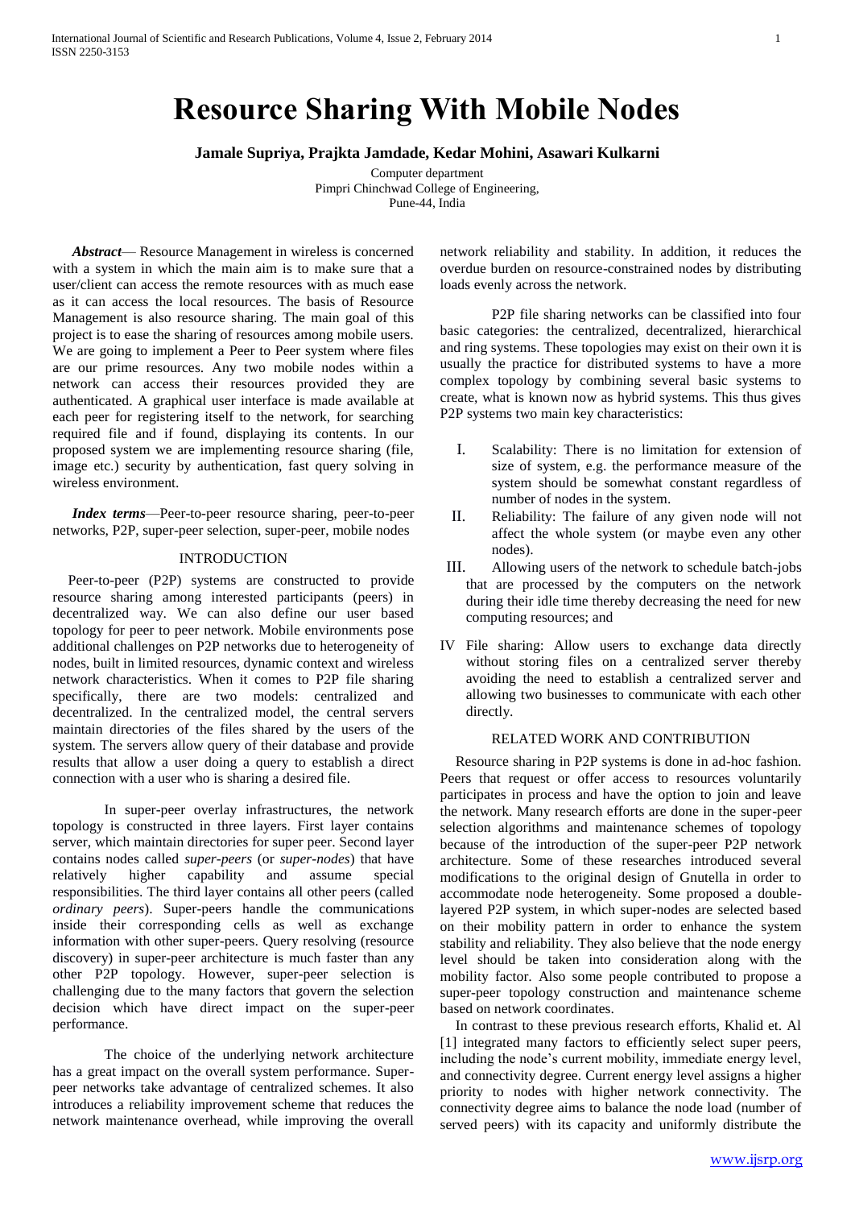# Resource Sharing With Mobile Nodes

**Jamale Supriya, Prajkta Jamdade, Kedar Mohini, Asawari Kulkarni**

Computer department
Pimpri Chinchwad College of Engineering,
Pune-44, India

***Abstract*****—** Resource Management in wireless is concerned with a system in which the main aim is to make sure that a user/client can access the remote resources with as much ease as it can access the local resources. The basis of Resource Management is also resource sharing. The main goal of this project is to ease the sharing of resources among mobile users. We are going to implement a Peer to Peer system where files are our prime resources. Any two mobile nodes within a network can access their resources provided they are authenticated. A graphical user interface is made available at each peer for registering itself to the network, for searching required file and if found, displaying its contents. In our proposed system we are implementing resource sharing (file, image etc.) security by authentication, fast query solving in wireless environment.

***Index terms*****—**Peer-to-peer resource sharing, peer-to-peer networks, P2P, super-peer selection, super-peer, mobile nodes

## INTRODUCTION

Peer-to-peer (P2P) systems are constructed to provide resource sharing among interested participants (peers) in decentralized way. We can also define our user based topology for peer to peer network. Mobile environments pose additional challenges on P2P networks due to heterogeneity of nodes, built in limited resources, dynamic context and wireless network characteristics. When it comes to P2P file sharing specifically, there are two models: centralized and decentralized. In the centralized model, the central servers maintain directories of the files shared by the users of the system. The servers allow query of their database and provide results that allow a user doing a query to establish a direct connection with a user who is sharing a desired file.

In super-peer overlay infrastructures, the network topology is constructed in three layers. First layer contains server, which maintain directories for super peer. Second layer contains nodes called *super-peers* (or *super-nodes*) that have relatively higher capability and assume special responsibilities. The third layer contains all other peers (called *ordinary peers*). Super-peers handle the communications inside their corresponding cells as well as exchange information with other super-peers. Query resolving (resource discovery) in super-peer architecture is much faster than any other P2P topology. However, super-peer selection is challenging due to the many factors that govern the selection decision which have direct impact on the super-peer performance.

The choice of the underlying network architecture has a great impact on the overall system performance. Super-peer networks take advantage of centralized schemes. It also introduces a reliability improvement scheme that reduces the network maintenance overhead, while improving the overall network reliability and stability. In addition, it reduces the overdue burden on resource-constrained nodes by distributing loads evenly across the network.

P2P file sharing networks can be classified into four basic categories: the centralized, decentralized, hierarchical and ring systems. These topologies may exist on their own it is usually the practice for distributed systems to have a more complex topology by combining several basic systems to create, what is known now as hybrid systems. This thus gives P2P systems two main key characteristics:

I. Scalability: There is no limitation for extension of size of system, e.g. the performance measure of the system should be somewhat constant regardless of number of nodes in the system.
II. Reliability: The failure of any given node will not affect the whole system (or maybe even any other nodes).
III. Allowing users of the network to schedule batch-jobs that are processed by the computers on the network during their idle time thereby decreasing the need for new computing resources; and
IV File sharing: Allow users to exchange data directly without storing files on a centralized server thereby avoiding the need to establish a centralized server and allowing two businesses to communicate with each other directly.

## RELATED WORK AND CONTRIBUTION

Resource sharing in P2P systems is done in ad-hoc fashion. Peers that request or offer access to resources voluntarily participates in process and have the option to join and leave the network. Many research efforts are done in the super-peer selection algorithms and maintenance schemes of topology because of the introduction of the super-peer P2P network architecture. Some of these researches introduced several modifications to the original design of Gnutella in order to accommodate node heterogeneity. Some proposed a double-layered P2P system, in which super-nodes are selected based on their mobility pattern in order to enhance the system stability and reliability. They also believe that the node energy level should be taken into consideration along with the mobility factor. Also some people contributed to propose a super-peer topology construction and maintenance scheme based on network coordinates.

In contrast to these previous research efforts, Khalid et. Al [1] integrated many factors to efficiently select super peers, including the node's current mobility, immediate energy level, and connectivity degree. Current energy level assigns a higher priority to nodes with higher network connectivity. The connectivity degree aims to balance the node load (number of served peers) with its capacity and uniformly distribute the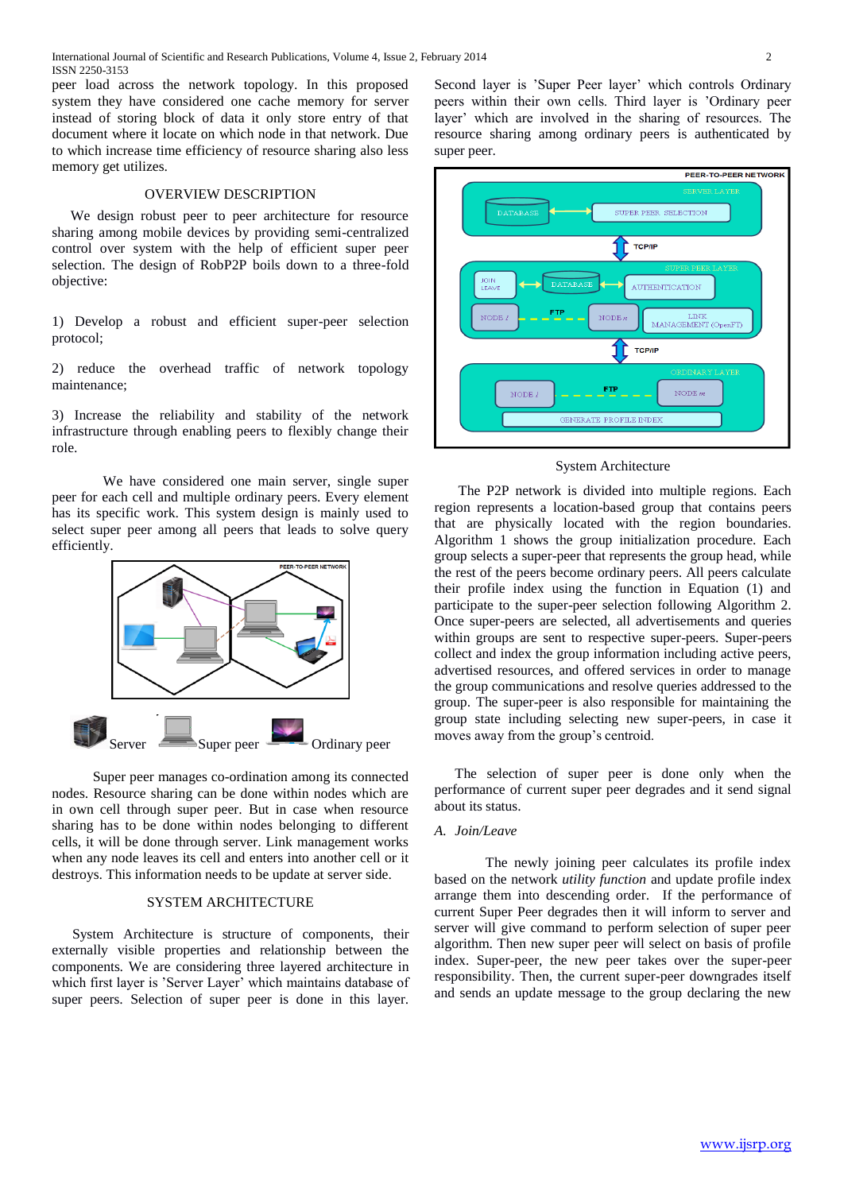peer load across the network topology. In this proposed system they have considered one cache memory for server instead of storing block of data it only store entry of that document where it locate on which node in that network. Due to which increase time efficiency of resource sharing also less memory get utilizes.

## OVERVIEW DESCRIPTION

We design robust peer to peer architecture for resource sharing among mobile devices by providing semi-centralized control over system with the help of efficient super peer selection. The design of RobP2P boils down to a three-fold objective:

1) Develop a robust and efficient super-peer selection protocol;

2) reduce the overhead traffic of network topology maintenance;

3) Increase the reliability and stability of the network infrastructure through enabling peers to flexibly change their role.

We have considered one main server, single super peer for each cell and multiple ordinary peers. Every element has its specific work. This system design is mainly used to select super peer among all peers that leads to solve query efficiently.

Server Super peer Ordinary peer

Super peer manages co-ordination among its connected nodes. Resource sharing can be done within nodes which are in own cell through super peer. But in case when resource sharing has to be done within nodes belonging to different cells, it will be done through server. Link management works when any node leaves its cell and enters into another cell or it destroys. This information needs to be update at server side.

## SYSTEM ARCHITECTURE

System Architecture is structure of components, their externally visible properties and relationship between the components. We are considering three layered architecture in which first layer is 'Server Layer' which maintains database of super peers. Selection of super peer is done in this layer. Second layer is 'Super Peer layer' which controls Ordinary peers within their own cells. Third layer is 'Ordinary peer layer' which are involved in the sharing of resources. The resource sharing among ordinary peers is authenticated by super peer.

System Architecture

The P2P network is divided into multiple regions. Each region represents a location-based group that contains peers that are physically located with the region boundaries. Algorithm 1 shows the group initialization process. Each group selects a super-peer that represents the group head, while the rest of the peers become ordinary peers. All peers calculate their profile index using the function in Equation (1) and participate to the super-peer selection following Algorithm 2. Once super-peers are selected, all advertisements and queries within groups are sent to respective super-peers. Super-peers collect and index the group information including active peers, advertised resources, and offered services in order to manage the group communications and resolve queries addressed to the group. The super-peer is also responsible for maintaining the group state including selecting new super-peers, in case it moves away from the group's centroid.

The selection of super peer is done only when the performance of current super peer degrades and it send signal about its status.

### *A. Join/Leave*

The newly joining peer calculates its profile index based on the network *utility function* and update profile index arrange them into descending order. If the performance of current Super Peer degrades then it will inform to server and server will give command to perform selection of super peer algorithm. Then new super peer will select on basis of profile index. Super-peer, the new peer takes over the super-peer responsibility. Then, the current super-peer downgrades itself and sends an update message to the group declaring the new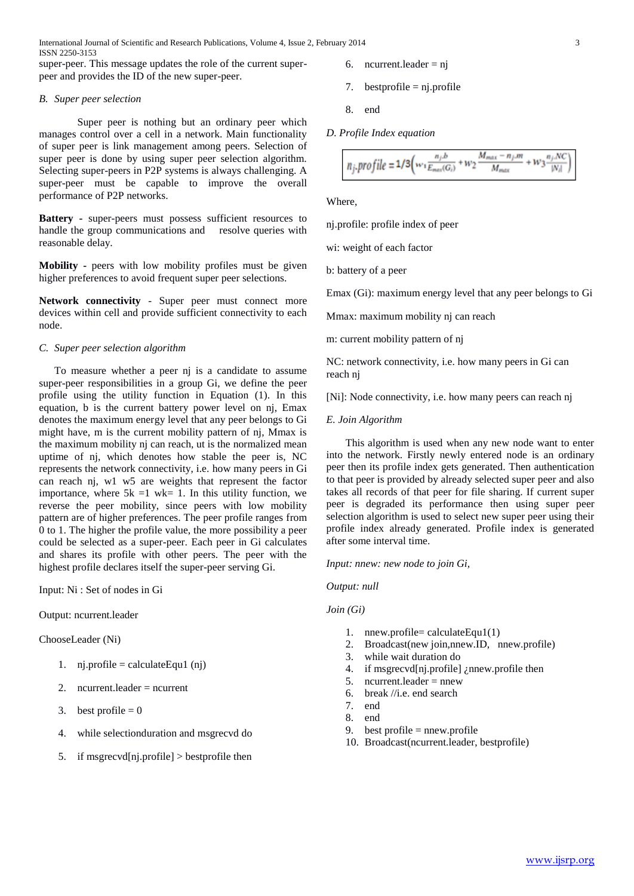super-peer. This message updates the role of the current super-peer and provides the ID of the new super-peer.

### *B. Super peer selection*

Super peer is nothing but an ordinary peer which manages control over a cell in a network. Main functionality of super peer is link management among peers. Selection of super peer is done by using super peer selection algorithm. Selecting super-peers in P2P systems is always challenging. A super-peer must be capable to improve the overall performance of P2P networks.

**Battery** - super-peers must possess sufficient resources to handle the group communications and resolve queries with reasonable delay.

**Mobility** - peers with low mobility profiles must be given higher preferences to avoid frequent super peer selections.

**Network connectivity** - Super peer must connect more devices within cell and provide sufficient connectivity to each node.

### *C. Super peer selection algorithm*

To measure whether a peer nj is a candidate to assume super-peer responsibilities in a group Gi, we define the peer profile using the utility function in Equation (1). In this equation, b is the current battery power level on nj, Emax denotes the maximum energy level that any peer belongs to Gi might have, m is the current mobility pattern of nj, Mmax is the maximum mobility nj can reach, ut is the normalized mean uptime of nj, which denotes how stable the peer is, NC represents the network connectivity, i.e. how many peers in Gi can reach nj, w1 w5 are weights that represent the factor importance, where 5k =1 wk= 1. In this utility function, we reverse the peer mobility, since peers with low mobility pattern are of higher preferences. The peer profile ranges from 0 to 1. The higher the profile value, the more possibility a peer could be selected as a super-peer. Each peer in Gi calculates and shares its profile with other peers. The peer with the highest profile declares itself the super-peer serving Gi.

Input: Ni : Set of nodes in Gi

Output: ncurrent.leader

ChooseLeader (Ni)

1. nj.profile = calculateEqu1 (nj)
2. ncurrent.leader = ncurrent
3. best profile = 0
4. while selectionduration and msgrecvd do
5. if msgrecvd[nj.profile] > bestprofile then
6. ncurrent.leader = nj
7. bestprofile = nj.profile
8. end

### *D. Profile Index equation*

$$n_j.profile = 1/3\left(w_1 \frac{n_j.b}{E_{max}(G_i)} + w_2 \frac{M_{max} - n_j.m}{M_{max}} + w_3 \frac{n_j.NC}{|N_i|}\right)$$

Where,

nj.profile: profile index of peer

wi: weight of each factor

b: battery of a peer

Emax (Gi): maximum energy level that any peer belongs to Gi

Mmax: maximum mobility nj can reach

m: current mobility pattern of nj

NC: network connectivity, i.e. how many peers in Gi can reach nj

[Ni]: Node connectivity, i.e. how many peers can reach nj

### *E. Join Algorithm*

This algorithm is used when any new node want to enter into the network. Firstly newly entered node is an ordinary peer then its profile index gets generated. Then authentication to that peer is provided by already selected super peer and also takes all records of that peer for file sharing. If current super peer is degraded its performance then using super peer selection algorithm is used to select new super peer using their profile index already generated. Profile index is generated after some interval time.

*Input: nnew: new node to join Gi,*

*Output: null*

*Join (Gi)*

1. nnew.profile= calculateEqu1(1)
2. Broadcast(new join,nnew.ID, nnew.profile)
3. while wait duration do
4. if msgrecvd[nj.profile] ¿nnew.profile then
5. ncurrent.leader = nnew
6. break //i.e. end search
7. end
8. end
9. best profile = nnew.profile
10. Broadcast(ncurrent.leader, bestprofile)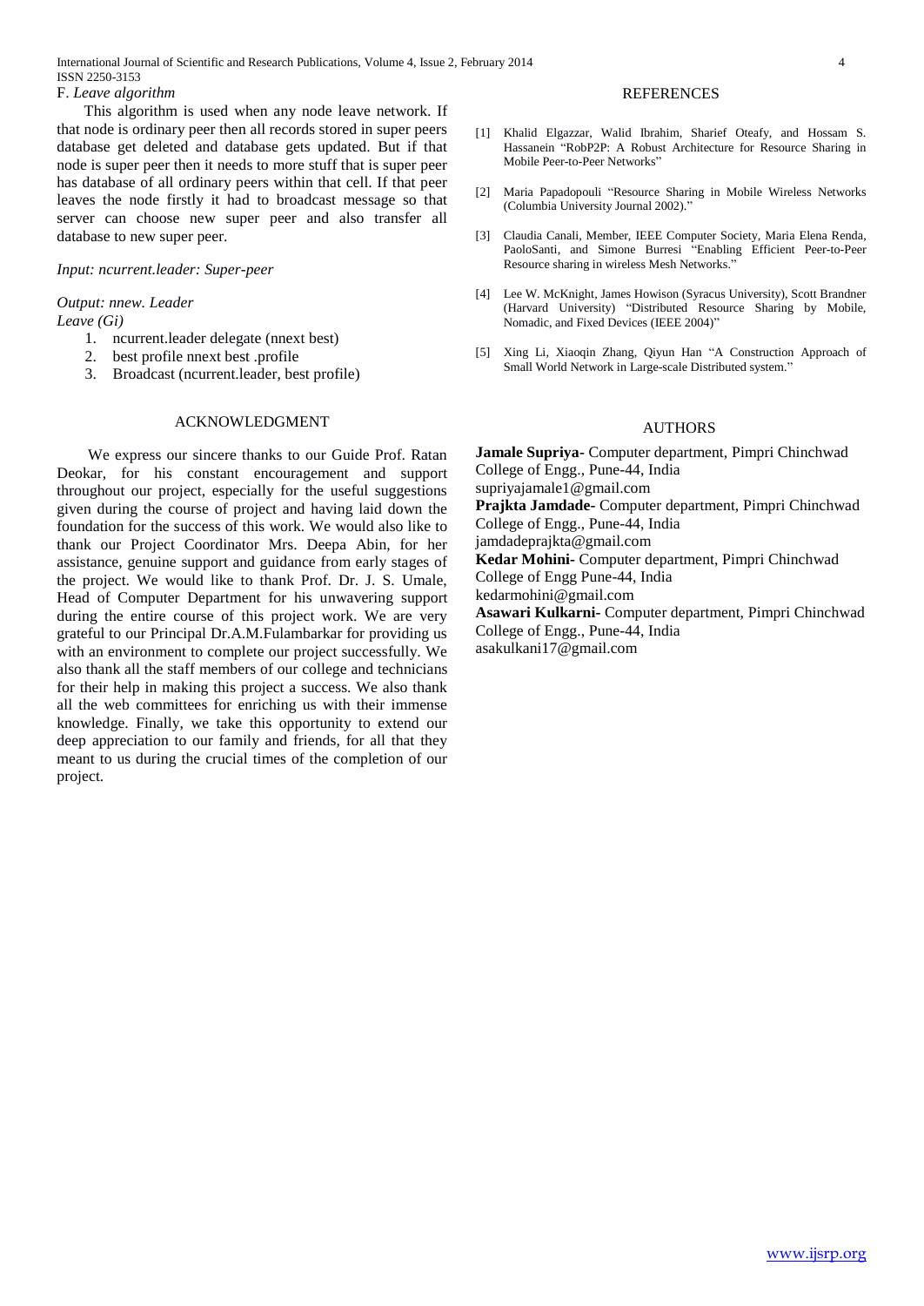### F. *Leave algorithm*

This algorithm is used when any node leave network. If that node is ordinary peer then all records stored in super peers database get deleted and database gets updated. But if that node is super peer then it needs to more stuff that is super peer has database of all ordinary peers within that cell. If that peer leaves the node firstly it had to broadcast message so that server can choose new super peer and also transfer all database to new super peer.

*Input: ncurrent.leader: Super-peer*

*Output: nnew. Leader*

*Leave (Gi)*

1. ncurrent.leader delegate (nnext best)
2. best profile nnext best .profile
3. Broadcast (ncurrent.leader, best profile)

## ACKNOWLEDGMENT

We express our sincere thanks to our Guide Prof. Ratan Deokar, for his constant encouragement and support throughout our project, especially for the useful suggestions given during the course of project and having laid down the foundation for the success of this work. We would also like to thank our Project Coordinator Mrs. Deepa Abin, for her assistance, genuine support and guidance from early stages of the project. We would like to thank Prof. Dr. J. S. Umale, Head of Computer Department for his unwavering support during the entire course of this project work. We are very grateful to our Principal Dr.A.M.Fulambarkar for providing us with an environment to complete our project successfully. We also thank all the staff members of our college and technicians for their help in making this project a success. We also thank all the web committees for enriching us with their immense knowledge. Finally, we take this opportunity to extend our deep appreciation to our family and friends, for all that they meant to us during the crucial times of the completion of our project.

## REFERENCES

[1] Khalid Elgazzar, Walid Ibrahim, Sharief Oteafy, and Hossam S. Hassanein "RobP2P: A Robust Architecture for Resource Sharing in Mobile Peer-to-Peer Networks"

[2] Maria Papadopouli "Resource Sharing in Mobile Wireless Networks (Columbia University Journal 2002)."

[3] Claudia Canali, Member, IEEE Computer Society, Maria Elena Renda, PaoloSanti, and Simone Burresi "Enabling Efficient Peer-to-Peer Resource sharing in wireless Mesh Networks."

[4] Lee W. McKnight, James Howison (Syracus University), Scott Brandner (Harvard University) "Distributed Resource Sharing by Mobile, Nomadic, and Fixed Devices (IEEE 2004)"

[5] Xing Li, Xiaoqin Zhang, Qiyun Han "A Construction Approach of Small World Network in Large-scale Distributed system."

## AUTHORS

**Jamale Supriya**- Computer department, Pimpri Chinchwad College of Engg., Pune-44, India
supriyajamale1@gmail.com

**Prajkta Jamdade**- Computer department, Pimpri Chinchwad College of Engg., Pune-44, India
jamdadeprajkta@gmail.com

**Kedar Mohini**- Computer department, Pimpri Chinchwad College of Engg Pune-44, India
kedarmohini@gmail.com

**Asawari Kulkarni**- Computer department, Pimpri Chinchwad College of Engg., Pune-44, India
asakulkani17@gmail.com